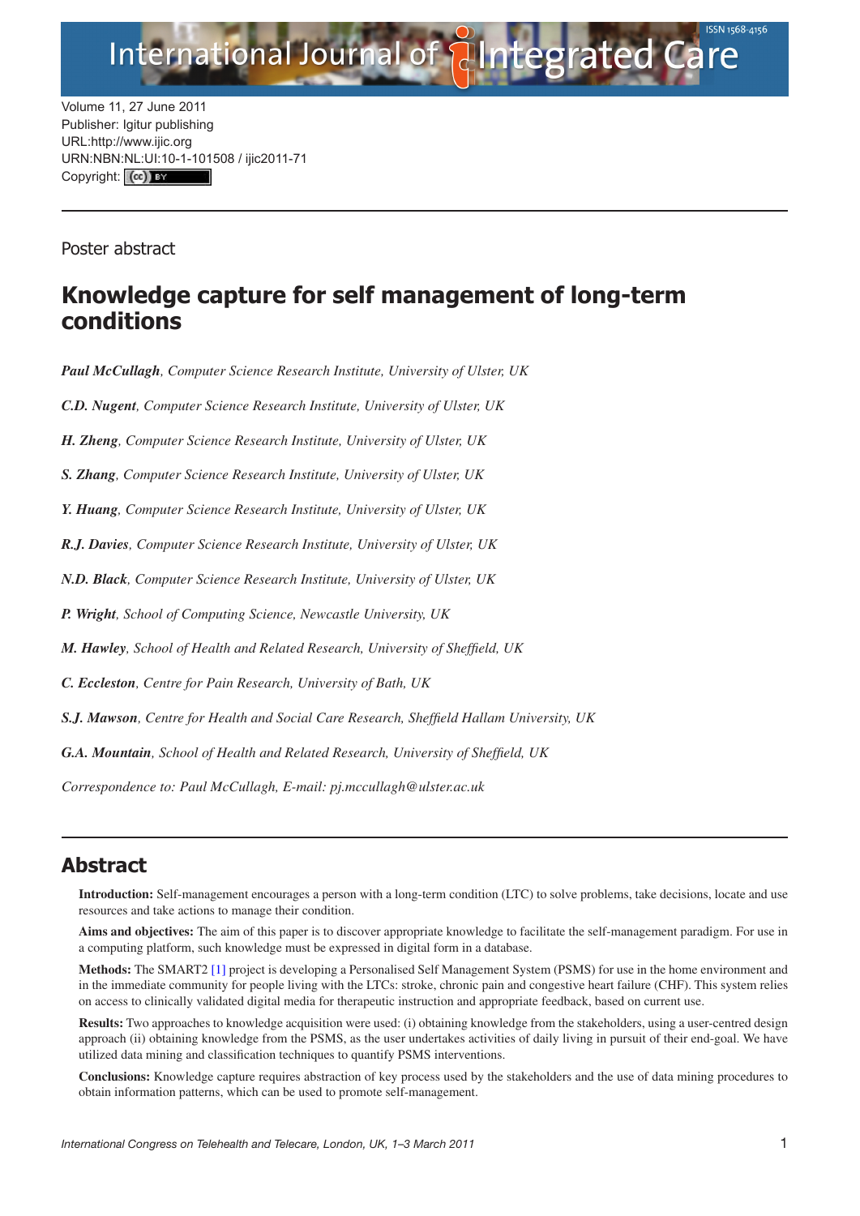Volume 11, 27 June 2011
Publisher: Igitur publishing
URL:http://www.ijic.org
URN:NBN:NL:UI:10-1-101508 / ijic2011-71
Copyright: (cc) BY

---

Poster abstract

# Knowledge capture for self management of long-term conditions

***Paul McCullagh**, Computer Science Research Institute, University of Ulster, UK*

***C.D. Nugent**, Computer Science Research Institute, University of Ulster, UK*

***H. Zheng**, Computer Science Research Institute, University of Ulster, UK*

***S. Zhang**, Computer Science Research Institute, University of Ulster, UK*

***Y. Huang**, Computer Science Research Institute, University of Ulster, UK*

***R.J. Davies**, Computer Science Research Institute, University of Ulster, UK*

***N.D. Black**, Computer Science Research Institute, University of Ulster, UK*

***P. Wright**, School of Computing Science, Newcastle University, UK*

***M. Hawley**, School of Health and Related Research, University of Sheffield, UK*

***C. Eccleston**, Centre for Pain Research, University of Bath, UK*

***S.J. Mawson**, Centre for Health and Social Care Research, Sheffield Hallam University, UK*

***G.A. Mountain**, School of Health and Related Research, University of Sheffield, UK*

*Correspondence to: Paul McCullagh, E-mail: pj.mccullagh@ulster.ac.uk*

---

## Abstract

**Introduction:** Self-management encourages a person with a long-term condition (LTC) to solve problems, take decisions, locate and use resources and take actions to manage their condition.

**Aims and objectives:** The aim of this paper is to discover appropriate knowledge to facilitate the self-management paradigm. For use in a computing platform, such knowledge must be expressed in digital form in a database.

**Methods:** The SMART2 [1] project is developing a Personalised Self Management System (PSMS) for use in the home environment and in the immediate community for people living with the LTCs: stroke, chronic pain and congestive heart failure (CHF). This system relies on access to clinically validated digital media for therapeutic instruction and appropriate feedback, based on current use.

**Results:** Two approaches to knowledge acquisition were used: (i) obtaining knowledge from the stakeholders, using a user-centred design approach (ii) obtaining knowledge from the PSMS, as the user undertakes activities of daily living in pursuit of their end-goal. We have utilized data mining and classification techniques to quantify PSMS interventions.

**Conclusions:** Knowledge capture requires abstraction of key process used by the stakeholders and the use of data mining procedures to obtain information patterns, which can be used to promote self-management.

*International Congress on Telehealth and Telecare, London, UK, 1–3 March 2011*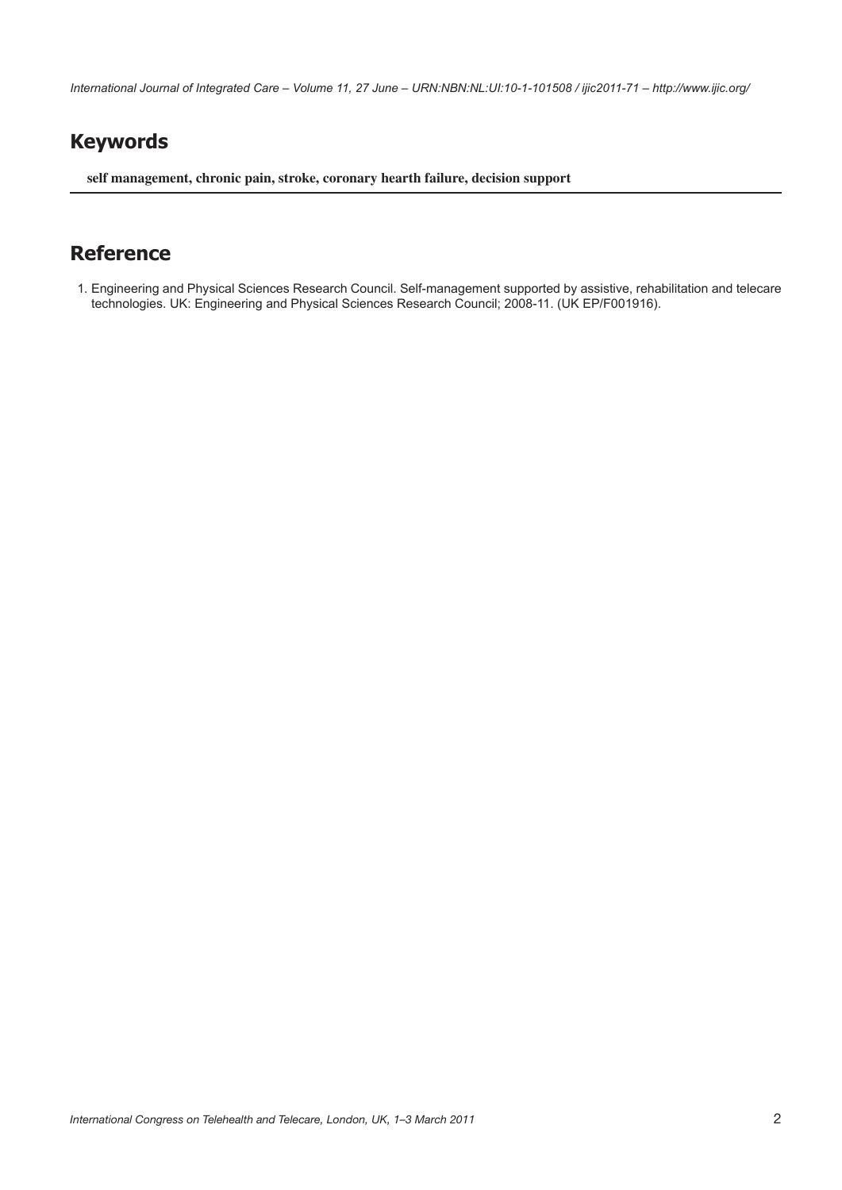## Keywords

**self management, chronic pain, stroke, coronary hearth failure, decision support**

## Reference

1. Engineering and Physical Sciences Research Council. Self-management supported by assistive, rehabilitation and telecare technologies. UK: Engineering and Physical Sciences Research Council; 2008-11. (UK EP/F001916).